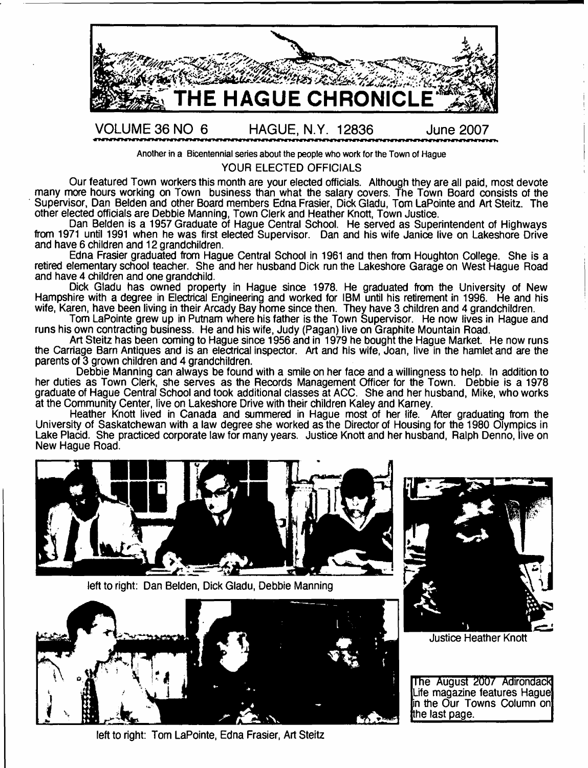# THE HAGUE CHRONICLE

VOLUME 36 NO 6 HAGUE, N.Y. 12836 June 2007

Another in a Bicentennial series about the people who work for the Town of Hague

## YOUR ELECTED OFFICIALS

Our featured Town workers this month are your elected officials. Although they are all paid, most devote many more hours working on Town business than what the salary covers. The Town Board consists of the Supervisor, Dan Belden and other Board members Edna Frasier, Dick Gladu, Tom LaPointe and Art Steitz. The other elected officials are Debbie Manning, Town Clerk and Heather Knott, Town Justice.

Dan Belden is a 1957 Graduate of Hague Central School. He served as Superintendent of Highways from 1971 until 1991 when he was first elected Supervisor. Dan and his wife Janice live on Lakeshore Drive and have 6 children and 12 grandchildren.

Edna Frasier graduated from Hague Central School in 1961 and then from Houghton College. She is a retired elementary school teacher. She and her husband Dick run the Lakeshore Garage on West Hague Road and have 4 children and one grandchild.

Dick Gladu has owned property in Hague since 1978. He graduated from the University of New Hampshire with a degree in Electrical Engineering and worked for IBM until his retirement in 1996. He and his wife, Karen, have been living in their Arcady Bay home since then. They have 3 children and 4 grandchildren.

Tom LaPointe grew up in Putnam where his father is the Town Supervisor. He now lives in Hague and runs his own contracting business. He and his wife, Judy (Pagan) live on Graphite Mountain Road.

Art Steitz has been coming to Hague since 1956 and in 1979 he bought the Hague Market. He now runs the Carriage Barn Antiques and is an electrical inspector. Art and his wife, Joan, live in the hamlet and are the parents of 3 grown children and 4 grandchildren.

Debbie Manning can always be found with a smile on her face and a willingness to help. In addition to her duties as Town Clerk, she serves as the Records Management Officer for the Town. Debbie is a 1978 graduate of Hague Central School and took additional classes at ACC. She and her husband, Mike, who works at the Community Center, live on Lakeshore Drive with their children Kaley and Karney.

Heather Knott lived in Canada and summered in Hague most of her life. After graduating from the University of Saskatchewan with a law degree she worked as the Director of Housing for the 1980 Olympics in Lake Placid. She practiced corporate law for many years. Justice Knott and her husband, Ralph Denno, live on New Hague Road.

left to right: Dan Belden, Dick Gladu, Debbie Manning

Justice Heather Knott

left to right: Tom LaPointe, Edna Frasier, Art Steitz

The August 2007 Adirondack Life magazine features Hague in the Our Towns Column on the last page.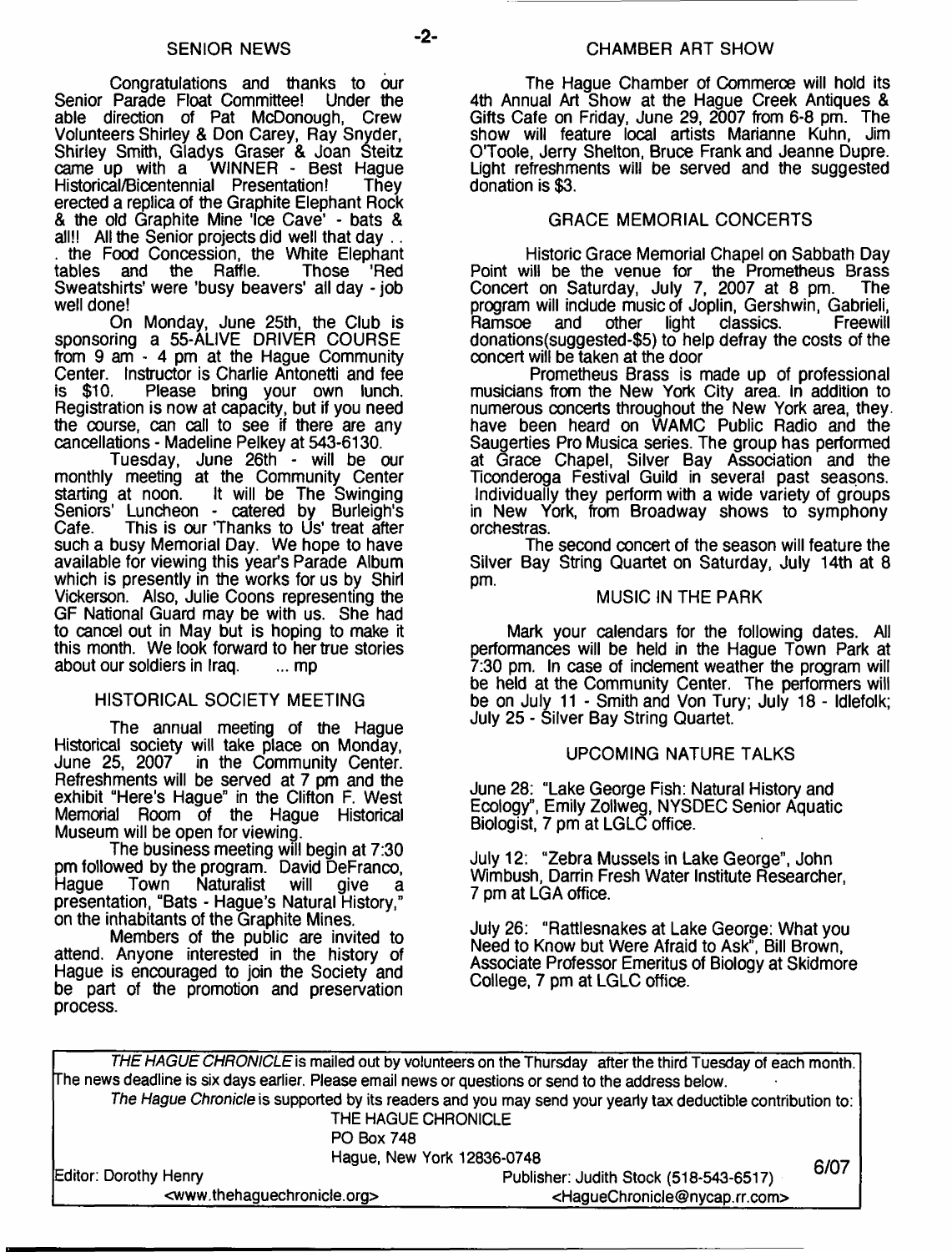## SENIOR NEWS

Congratulations and thanks to our Senior Parade Float Committee! Under the able direction of Pat McDonough, Crew Volunteers Shirley & Don Carey, Ray Snyder, Shirley Smith, Gladys Graser & Joan Steitz came up with a WINNER - Best Hague Historical/Bicentennial Presentation! They erected a replica of the Graphite Elephant Rock & the old Graphite Mine 'Ice Cave' - bats & all!! All the Senior projects did well that day . . . the Food Concession, the White Elephant tables and the Raffle. Those 'Red Sweatshirts' were 'busy beavers' all day - job well done!

On Monday, June 25th, the Club is sponsoring a 55-ALIVE DRIVER COURSE from 9 am - 4 pm at the Hague Community Center. Instructor is Charlie Antonetti and fee is $10. Please bring your own lunch. Registration is now at capacity, but if you need the course, can call to see if there are any cancellations - Madeline Pelkey at 543-6130.

Tuesday, June 26th - will be our monthly meeting at the Community Center starting at noon. It will be The Swinging Seniors' Luncheon - catered by Burleigh's Cafe. This is our 'Thanks to Us' treat after such a busy Memorial Day. We hope to have available for viewing this year's Parade Album which is presently in the works for us by Shirl Vickerson. Also, Julie Coons representing the GF National Guard may be with us. She had to cancel out in May but is hoping to make it this month. We look forward to her true stories about our soldiers in Iraq. ... mp

## HISTORICAL SOCIETY MEETING

The annual meeting of the Hague Historical society will take place on Monday, June 25, 2007 in the Community Center. Refreshments will be served at 7 pm and the exhibit "Here's Hague" in the Clifton F. West Memorial Room of the Hague Historical Museum will be open for viewing.

The business meeting will begin at 7:30 pm followed by the program. David DeFranco, Hague Town Naturalist will give a presentation, "Bats - Hague's Natural History," on the inhabitants of the Graphite Mines.

Members of the public are invited to attend. Anyone interested in the history of Hague is encouraged to join the Society and be part of the promotion and preservation process.

## CHAMBER ART SHOW

The Hague Chamber of Commerce will hold its 4th Annual Art Show at the Hague Creek Antiques & Gifts Cafe on Friday, June 29, 2007 from 6-8 pm. The show will feature local artists Marianne Kuhn, Jim O'Toole, Jerry Shelton, Bruce Frank and Jeanne Dupre. Light refreshments will be served and the suggested donation is $3.

## GRACE MEMORIAL CONCERTS

Historic Grace Memorial Chapel on Sabbath Day Point will be the venue for the Prometheus Brass Concert on Saturday, July 7, 2007 at 8 pm. The program will include music of Joplin, Gershwin, Gabrieli, Ramsoe and other light classics. Freewill donations(suggested-$5) to help defray the costs of the concert will be taken at the door

Prometheus Brass is made up of professional musicians from the New York City area. In addition to numerous concerts throughout the New York area, they have been heard on WAMC Public Radio and the Saugerties Pro Musica series. The group has performed at Grace Chapel, Silver Bay Association and the Ticonderoga Festival Guild in several past seasons. Individually they perform with a wide variety of groups in New York, from Broadway shows to symphony orchestras.

The second concert of the season will feature the Silver Bay String Quartet on Saturday, July 14th at 8 pm.

## MUSIC IN THE PARK

Mark your calendars for the following dates. All performances will be held in the Hague Town Park at 7:30 pm. In case of inclement weather the program will be held at the Community Center. The performers will be on July 11 - Smith and Von Tury; July 18 - Idlefolk; July 25 - Silver Bay String Quartet.

## UPCOMING NATURE TALKS

June 28: "Lake George Fish: Natural History and Ecology", Emily Zollweg, NYSDEC Senior Aquatic Biologist, 7 pm at LGLC office.

July 12: "Zebra Mussels in Lake George", John Wimbush, Darrin Fresh Water Institute Researcher, 7 pm at LGA office.

July 26: "Rattlesnakes at Lake George: What you Need to Know but Were Afraid to Ask", Bill Brown, Associate Professor Emeritus of Biology at Skidmore College, 7 pm at LGLC office.

---

*THE HAGUE CHRONICLE* is mailed out by volunteers on the Thursday after the third Tuesday of each month. The news deadline is six days earlier. Please email news or questions or send to the address below.

*The Hague Chronicle* is supported by its readers and you may send your yearly tax deductible contribution to:

THE HAGUE CHRONICLE
PO Box 748
Hague, New York 12836-0748

Editor: Dorothy Henry
<www.thehaguechronicle.org>

Publisher: Judith Stock (518-543-6517)
<HagueChronicle@nycap.rr.com>

6/07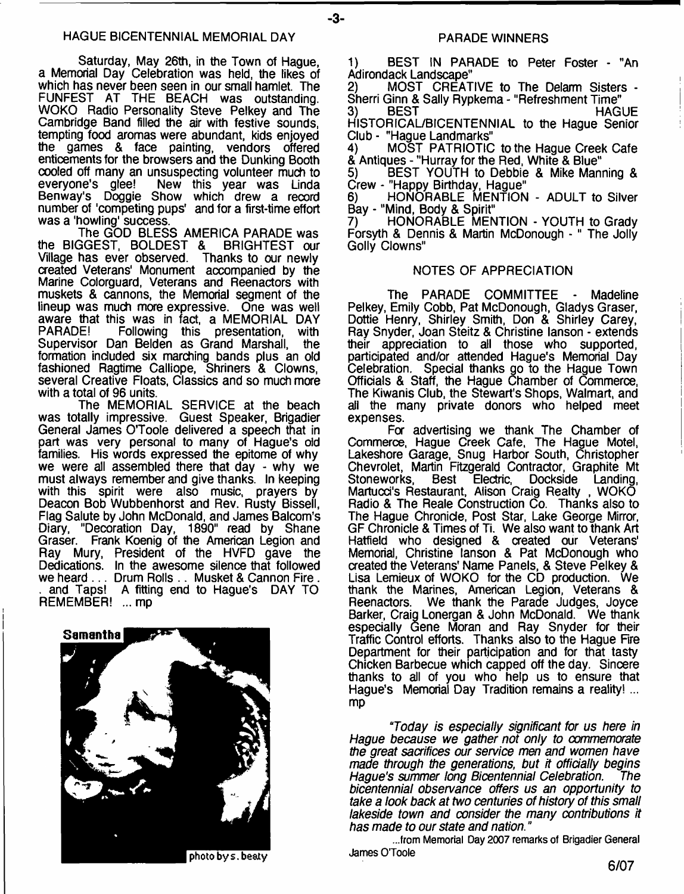## HAGUE BICENTENNIAL MEMORIAL DAY

Saturday, May 26th, in the Town of Hague, a Memorial Day Celebration was held, the likes of which has never been seen in our small hamlet. The FUNFEST AT THE BEACH was outstanding. WOKO Radio Personality Steve Pelkey and The Cambridge Band filled the air with festive sounds, tempting food aromas were abundant, kids enjoyed the games & face painting, vendors offered enticements for the browsers and the Dunking Booth cooled off many an unsuspecting volunteer much to everyone's glee! New this year was Linda Benway's Doggie Show which drew a record number of 'competing pups' and for a first-time effort was a 'howling' success.

The GOD BLESS AMERICA PARADE was the BIGGEST, BOLDEST & BRIGHTEST our Village has ever observed. Thanks to our newly created Veterans' Monument accompanied by the Marine Colorguard, Veterans and Reenactors with muskets & cannons, the Memorial segment of the lineup was much more expressive. One was well aware that this was in fact, a MEMORIAL DAY PARADE! Following this presentation, with Supervisor Dan Belden as Grand Marshall, the formation included six marching bands plus an old fashioned Ragtime Calliope, Shriners & Clowns, several Creative Floats, Classics and so much more with a total of 96 units.

The MEMORIAL SERVICE at the beach was totally impressive. Guest Speaker, Brigadier General James O'Toole delivered a speech that in part was very personal to many of Hague's old families. His words expressed the epitome of why we were all assembled there that day - why we must always remember and give thanks. In keeping with this spirit were also music, prayers by Deacon Bob Wubbenhorst and Rev. Rusty Bissell, Flag Salute by John McDonald, and James Balcom's Diary, "Decoration Day, 1890" read by Shane Graser. Frank Koenig of the American Legion and Ray Mury, President of the HVFD gave the Dedications. In the awesome silence that followed we heard . . . Drum Rolls . . Musket & Cannon Fire . . and Taps! A fitting end to Hague's DAY TO REMEMBER! ... mp

Samantha

photo by s. beaty

## PARADE WINNERS

1) BEST IN PARADE to Peter Foster - "An Adirondack Landscape"
2) MOST CREATIVE to The Delarm Sisters - Sherri Ginn & Sally Rypkema - "Refreshment Time"
3) BEST HAGUE HISTORICAL/BICENTENNIAL to the Hague Senior Club - "Hague Landmarks"
4) MOST PATRIOTIC to the Hague Creek Cafe & Antiques - "Hurray for the Red, White & Blue"
5) BEST YOUTH to Debbie & Mike Manning & Crew - "Happy Birthday, Hague"
6) HONORABLE MENTION - ADULT to Silver Bay - "Mind, Body & Spirit"
7) HONORABLE MENTION - YOUTH to Grady Forsyth & Dennis & Martin McDonough - " The Jolly Golly Clowns"

## NOTES OF APPRECIATION

The PARADE COMMITTEE - Madeline Pelkey, Emily Cobb, Pat McDonough, Gladys Graser, Dottie Henry, Shirley Smith, Don & Shirley Carey, Ray Snyder, Joan Steitz & Christine Ianson - extends their appreciation to all those who supported, participated and/or attended Hague's Memorial Day Celebration. Special thanks go to the Hague Town Officials & Staff, the Hague Chamber of Commerce, The Kiwanis Club, the Stewart's Shops, Walmart, and all the many private donors who helped meet expenses.

For advertising we thank The Chamber of Commerce, Hague Creek Cafe, The Hague Motel, Lakeshore Garage, Snug Harbor South, Christopher Chevrolet, Martin Fitzgerald Contractor, Graphite Mt Stoneworks, Best Electric, Dockside Landing, Martucci's Restaurant, Alison Craig Realty , WOKO Radio & The Reale Construction Co. Thanks also to The Hague Chronicle, Post Star, Lake George Mirror, GF Chronicle & Times of Ti. We also want to thank Art Hatfield who designed & created our Veterans' Memorial, Christine Ianson & Pat McDonough who created the Veterans' Name Panels, & Steve Pelkey & Lisa Lemieux of WOKO for the CD production. We thank the Marines, American Legion, Veterans & Reenactors. We thank the Parade Judges, Joyce Barker, Craig Lonergan & John McDonald. We thank especially Gene Moran and Ray Snyder for their Traffic Control efforts. Thanks also to the Hague Fire Department for their participation and for that tasty Chicken Barbecue which capped off the day. Sincere thanks to all of you who help us to ensure that Hague's Memorial Day Tradition remains a reality! ... mp

*"Today is especially significant for us here in Hague because we gather not only to commemorate the great sacrifices our service men and women have made through the generations, but it officially begins Hague's summer long Bicentennial Celebration. The bicentennial observance offers us an opportunity to take a look back at two centuries of history of this small lakeside town and consider the many contributions it has made to our state and nation."*

...from Memorial Day 2007 remarks of Brigadier General James O'Toole

6/07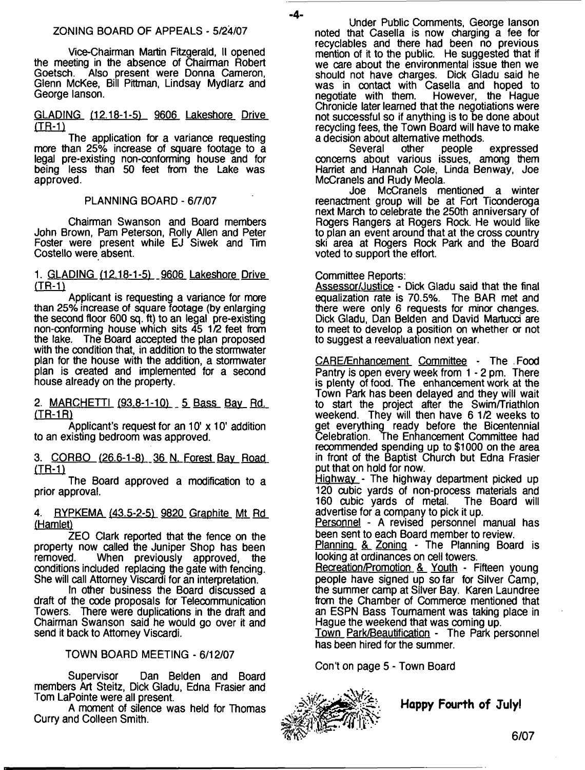## ZONING BOARD OF APPEALS - 5/24/07

Vice-Chairman Martin Fitzgerald, II opened the meeting in the absence of Chairman Robert Goetsch. Also present were Donna Cameron, Glenn McKee, Bill Pittman, Lindsay Mydlarz and George Ianson.

GLADING (12.18-1-5) 9606 Lakeshore Drive (TR-1)

The application for a variance requesting more than 25% increase of square footage to a legal pre-existing non-conforming house and for being less than 50 feet from the Lake was approved.

## PLANNING BOARD - 6/7/07

Chairman Swanson and Board members John Brown, Pam Peterson, Rolly Allen and Peter Foster were present while EJ Siwek and Tim Costello were absent.

1. GLADING (12.18-1-5) 9606 Lakeshore Drive (TR-1)

Applicant is requesting a variance for more than 25% increase of square footage (by enlarging the second floor 600 sq. ft) to an legal pre-existing non-conforming house which sits 45 1/2 feet from the lake. The Board accepted the plan proposed with the condition that, in addition to the stormwater plan for the house with the addition, a stormwater plan is created and implemented for a second house already on the property.

2. MARCHETTI (93.8-1-10) 5 Bass Bay Rd. (TR-1R)

Applicant's request for an 10' x 10' addition to an existing bedroom was approved.

3. CORBO (26.6-1-8) 36 N. Forest Bay Road (TR-1)

The Board approved a modification to a prior approval.

4. RYPKEMA (43.5-2-5) 9820 Graphite Mt Rd (Hamlet)

ZEO Clark reported that the fence on the property now called the Juniper Shop has been removed. When previously approved, the conditions included replacing the gate with fencing. She will call Attorney Viscardi for an interpretation.

In other business the Board discussed a draft of the code proposals for Telecommunication Towers. There were duplications in the draft and Chairman Swanson said he would go over it and send it back to Attorney Viscardi.

## TOWN BOARD MEETING - 6/12/07

Supervisor Dan Belden and Board members Art Steitz, Dick Gladu, Edna Frasier and Tom LaPointe were all present.

A moment of silence was held for Thomas Curry and Colleen Smith.

Under Public Comments, George Ianson noted that Casella is now charging a fee for recyclables and there had been no previous mention of it to the public. He suggested that if we care about the environmental issue then we should not have charges. Dick Gladu said he was in contact with Casella and hoped to negotiate with them. However, the Hague Chronicle later learned that the negotiations were not successful so if anything is to be done about recycling fees, the Town Board will have to make a decision about alternative methods.

Several other people expressed concerns about various issues, among them Harriet and Hannah Cole, Linda Benway, Joe McCranels and Rudy Meola.

Joe McCranels mentioned a winter reenactment group will be at Fort Ticonderoga next March to celebrate the 250th anniversary of Rogers Rangers at Rogers Rock. He would like to plan an event around that at the cross country ski area at Rogers Rock Park and the Board voted to support the effort.

Committee Reports:

Assessor/Justice - Dick Gladu said that the final equalization rate is 70.5%. The BAR met and there were only 6 requests for minor changes. Dick Gladu, Dan Belden and David Martucci are to meet to develop a position on whether or not to suggest a reevaluation next year.

CARE/Enhancement Committee - The Food Pantry is open every week from 1 - 2 pm. There is plenty of food. The enhancement work at the Town Park has been delayed and they will wait to start the project after the Swim/Triathlon weekend. They will then have 6 1/2 weeks to get everything ready before the Bicentennial Celebration. The Enhancement Committee had recommended spending up to $1000 on the area in front of the Baptist Church but Edna Frasier put that on hold for now.

Highway - The highway department picked up 120 cubic yards of non-process materials and 160 cubic yards of metal. The Board will advertise for a company to pick it up.

Personnel - A revised personnel manual has been sent to each Board member to review.

Planning & Zoning - The Planning Board is looking at ordinances on cell towers.

Recreation/Promotion & Youth - Fifteen young people have signed up so far for Silver Camp, the summer camp at Silver Bay. Karen Laundree from the Chamber of Commerce mentioned that an ESPN Bass Tournament was taking place in Hague the weekend that was coming up.

Town Park/Beautification - The Park personnel has been hired for the summer.

Con't on page 5 - Town Board

**Happy Fourth of July!**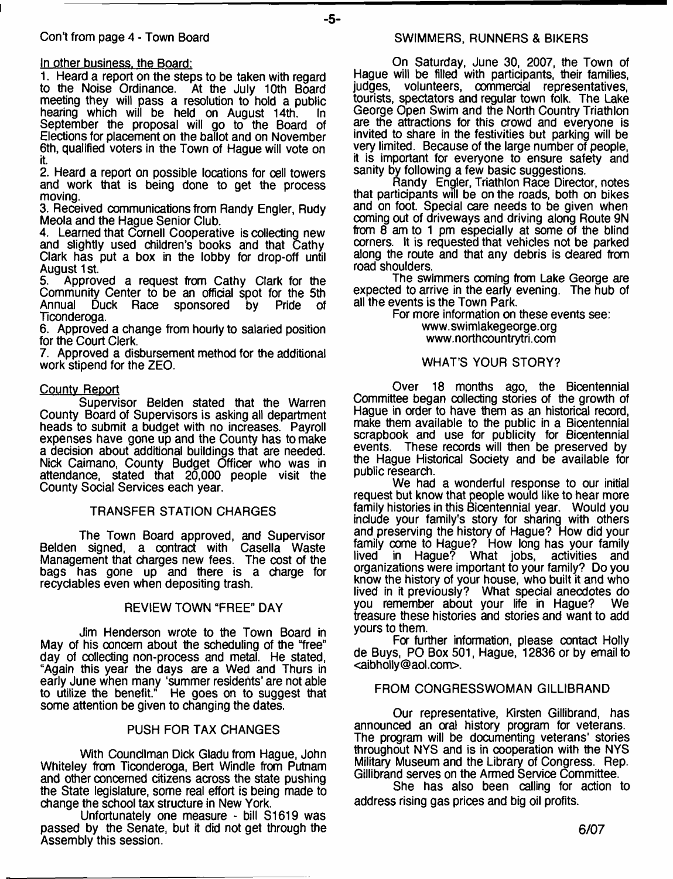Con't from page 4 - Town Board

In other business, the Board:

1. Heard a report on the steps to be taken with regard to the Noise Ordinance. At the July 10th Board meeting they will pass a resolution to hold a public hearing which will be held on August 14th. In September the proposal will go to the Board of Elections for placement on the ballot and on November 6th, qualified voters in the Town of Hague will vote on it.
2. Heard a report on possible locations for cell towers and work that is being done to get the process moving.
3. Received communications from Randy Engler, Rudy Meola and the Hague Senior Club.
4. Learned that Cornell Cooperative is collecting new and slightly used children's books and that Cathy Clark has put a box in the lobby for drop-off until August 1st.
5. Approved a request from Cathy Clark for the Community Center to be an official spot for the 5th Annual Duck Race sponsored by Pride of Ticonderoga.
6. Approved a change from hourly to salaried position for the Court Clerk.
7. Approved a disbursement method for the additional work stipend for the ZEO.

County Report

Supervisor Belden stated that the Warren County Board of Supervisors is asking all department heads to submit a budget with no increases. Payroll expenses have gone up and the County has to make a decision about additional buildings that are needed. Nick Caimano, County Budget Officer who was in attendance, stated that 20,000 people visit the County Social Services each year.

## TRANSFER STATION CHARGES

The Town Board approved, and Supervisor Belden signed, a contract with Casella Waste Management that charges new fees. The cost of the bags has gone up and there is a charge for recyclables even when depositing trash.

## REVIEW TOWN "FREE" DAY

Jim Henderson wrote to the Town Board in May of his concern about the scheduling of the "free" day of collecting non-process and metal. He stated, "Again this year the days are a Wed and Thurs in early June when many 'summer residents' are not able to utilize the benefit." He goes on to suggest that some attention be given to changing the dates.

## PUSH FOR TAX CHANGES

With Councilman Dick Gladu from Hague, John Whiteley from Ticonderoga, Bert Windle from Putnam and other concerned citizens across the state pushing the State legislature, some real effort is being made to change the school tax structure in New York.

Unfortunately one measure - bill S1619 was passed by the Senate, but it did not get through the Assembly this session.

## SWIMMERS, RUNNERS & BIKERS

On Saturday, June 30, 2007, the Town of Hague will be filled with participants, their families, judges, volunteers, commercial representatives, tourists, spectators and regular town folk. The Lake George Open Swim and the North Country Triathlon are the attractions for this crowd and everyone is invited to share in the festivities but parking will be very limited. Because of the large number of people, it is important for everyone to ensure safety and sanity by following a few basic suggestions.

Randy Engler, Triathlon Race Director, notes that participants will be on the roads, both on bikes and on foot. Special care needs to be given when coming out of driveways and driving along Route 9N from 8 am to 1 pm especially at some of the blind corners. It is requested that vehicles not be parked along the route and that any debris is cleared from road shoulders.

The swimmers coming from Lake George are expected to arrive in the early evening. The hub of all the events is the Town Park.

For more information on these events see:
www.swimlakegeorge.org
www.northcountrytri.com

## WHAT'S YOUR STORY?

Over 18 months ago, the Bicentennial Committee began collecting stories of the growth of Hague in order to have them as an historical record, make them available to the public in a Bicentennial scrapbook and use for publicity for Bicentennial events. These records will then be preserved by the Hague Historical Society and be available for public research.

We had a wonderful response to our initial request but know that people would like to hear more family histories in this Bicentennial year. Would you include your family's story for sharing with others and preserving the history of Hague? How did your family come to Hague? How long has your family lived in Hague? What jobs, activities and organizations were important to your family? Do you know the history of your house, who built it and who lived in it previously? What special anecdotes do you remember about your life in Hague? We treasure these histories and stories and want to add yours to them.

For further information, please contact Holly de Buys, PO Box 501, Hague, 12836 or by email to <aibholly@aol.com>.

## FROM CONGRESSWOMAN GILLIBRAND

Our representative, Kirsten Gillibrand, has announced an oral history program for veterans. The program will be documenting veterans' stories throughout NYS and is in cooperation with the NYS Military Museum and the Library of Congress. Rep. Gillibrand serves on the Armed Service Committee.

She has also been calling for action to address rising gas prices and big oil profits.

6/07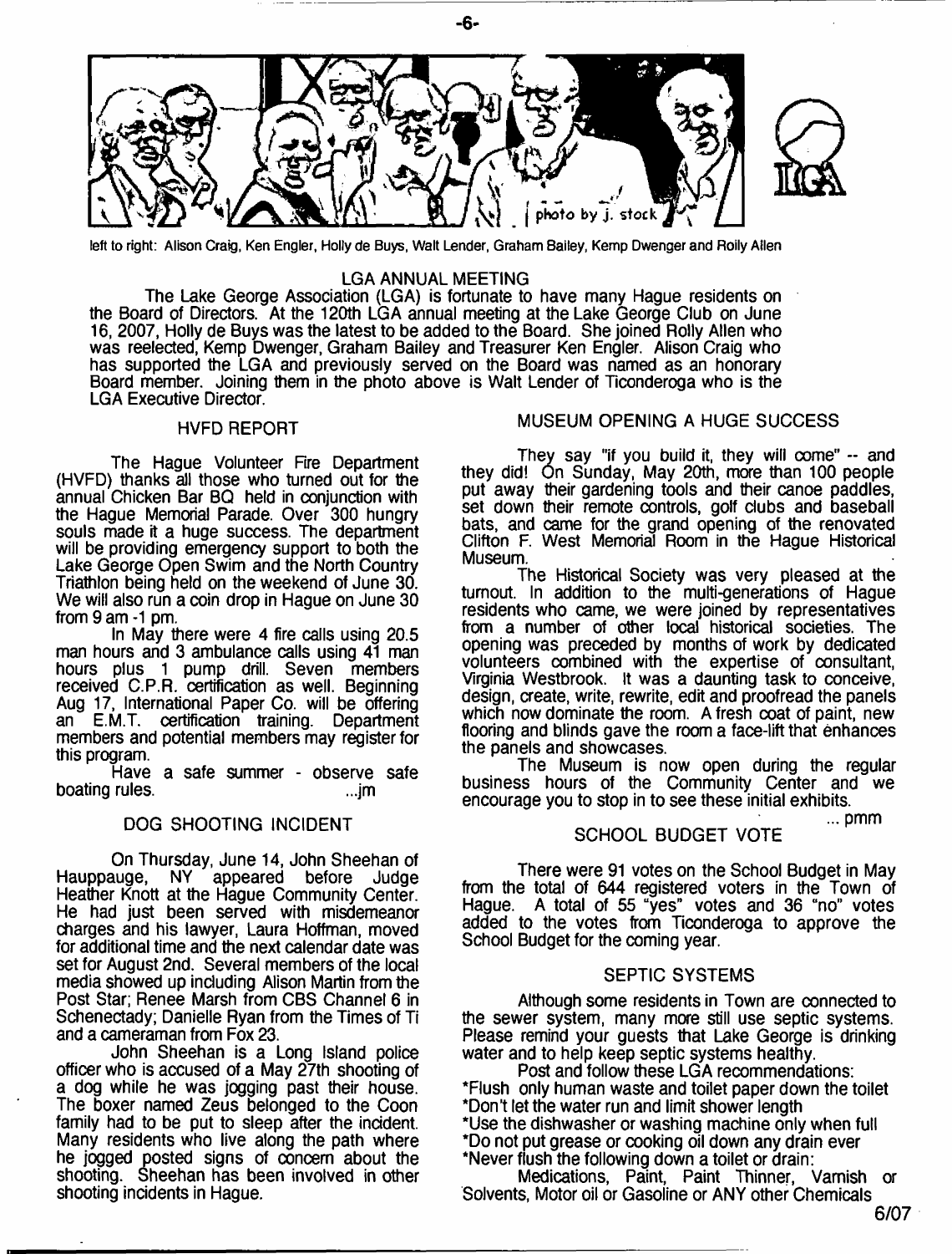left to right: Alison Craig, Ken Engler, Holly de Buys, Walt Lender, Graham Bailey, Kemp Dwenger and Rolly Allen

## LGA ANNUAL MEETING

The Lake George Association (LGA) is fortunate to have many Hague residents on the Board of Directors. At the 120th LGA annual meeting at the Lake George Club on June 16, 2007, Holly de Buys was the latest to be added to the Board. She joined Rolly Allen who was reelected, Kemp Dwenger, Graham Bailey and Treasurer Ken Engler. Alison Craig who has supported the LGA and previously served on the Board was named as an honorary Board member. Joining them in the photo above is Walt Lender of Ticonderoga who is the LGA Executive Director.

## HVFD REPORT

The Hague Volunteer Fire Department (HVFD) thanks all those who turned out for the annual Chicken Bar BQ held in conjunction with the Hague Memorial Parade. Over 300 hungry souls made it a huge success. The department will be providing emergency support to both the Lake George Open Swim and the North Country Triathlon being held on the weekend of June 30. We will also run a coin drop in Hague on June 30 from 9 am -1 pm.

In May there were 4 fire calls using 20.5 man hours and 3 ambulance calls using 41 man hours plus 1 pump drill. Seven members received C.P.R. certification as well. Beginning Aug 17, International Paper Co. will be offering an E.M.T. certification training. Department members and potential members may register for this program.

Have a safe summer - observe safe boating rules. ...jm

## DOG SHOOTING INCIDENT

On Thursday, June 14, John Sheehan of Hauppauge, NY appeared before Judge Heather Knott at the Hague Community Center. He had just been served with misdemeanor charges and his lawyer, Laura Hoffman, moved for additional time and the next calendar date was set for August 2nd. Several members of the local media showed up including Alison Martin from the Post Star; Renee Marsh from CBS Channel 6 in Schenectady; Danielle Ryan from the Times of Ti and a cameraman from Fox 23.

John Sheehan is a Long Island police officer who is accused of a May 27th shooting of a dog while he was jogging past their house. The boxer named Zeus belonged to the Coon family had to be put to sleep after the incident. Many residents who live along the path where he jogged posted signs of concern about the shooting. Sheehan has been involved in other shooting incidents in Hague.

## MUSEUM OPENING A HUGE SUCCESS

They say "if you build it, they will come" -- and they did! On Sunday, May 20th, more than 100 people put away their gardening tools and their canoe paddles, set down their remote controls, golf clubs and baseball bats, and came for the grand opening of the renovated Clifton F. West Memorial Room in the Hague Historical Museum.

The Historical Society was very pleased at the turnout. In addition to the multi-generations of Hague residents who came, we were joined by representatives from a number of other local historical societies. The opening was preceded by months of work by dedicated volunteers combined with the expertise of consultant, Virginia Westbrook. It was a daunting task to conceive, design, create, write, rewrite, edit and proofread the panels which now dominate the room. A fresh coat of paint, new flooring and blinds gave the room a face-lift that enhances the panels and showcases.

The Museum is now open during the regular business hours of the Community Center and we encourage you to stop in to see these initial exhibits.

... pmm

## SCHOOL BUDGET VOTE

There were 91 votes on the School Budget in May from the total of 644 registered voters in the Town of Hague. A total of 55 "yes" votes and 36 "no" votes added to the votes from Ticonderoga to approve the School Budget for the coming year.

## SEPTIC SYSTEMS

Although some residents in Town are connected to the sewer system, many more still use septic systems. Please remind your guests that Lake George is drinking water and to help keep septic systems healthy.

Post and follow these LGA recommendations:

*Flush only human waste and toilet paper down the toilet
*Don't let the water run and limit shower length
*Use the dishwasher or washing machine only when full
*Do not put grease or cooking oil down any drain ever
*Never flush the following down a toilet or drain:

Medications, Paint, Paint Thinner, Varnish or Solvents, Motor oil or Gasoline or ANY other Chemicals

6/07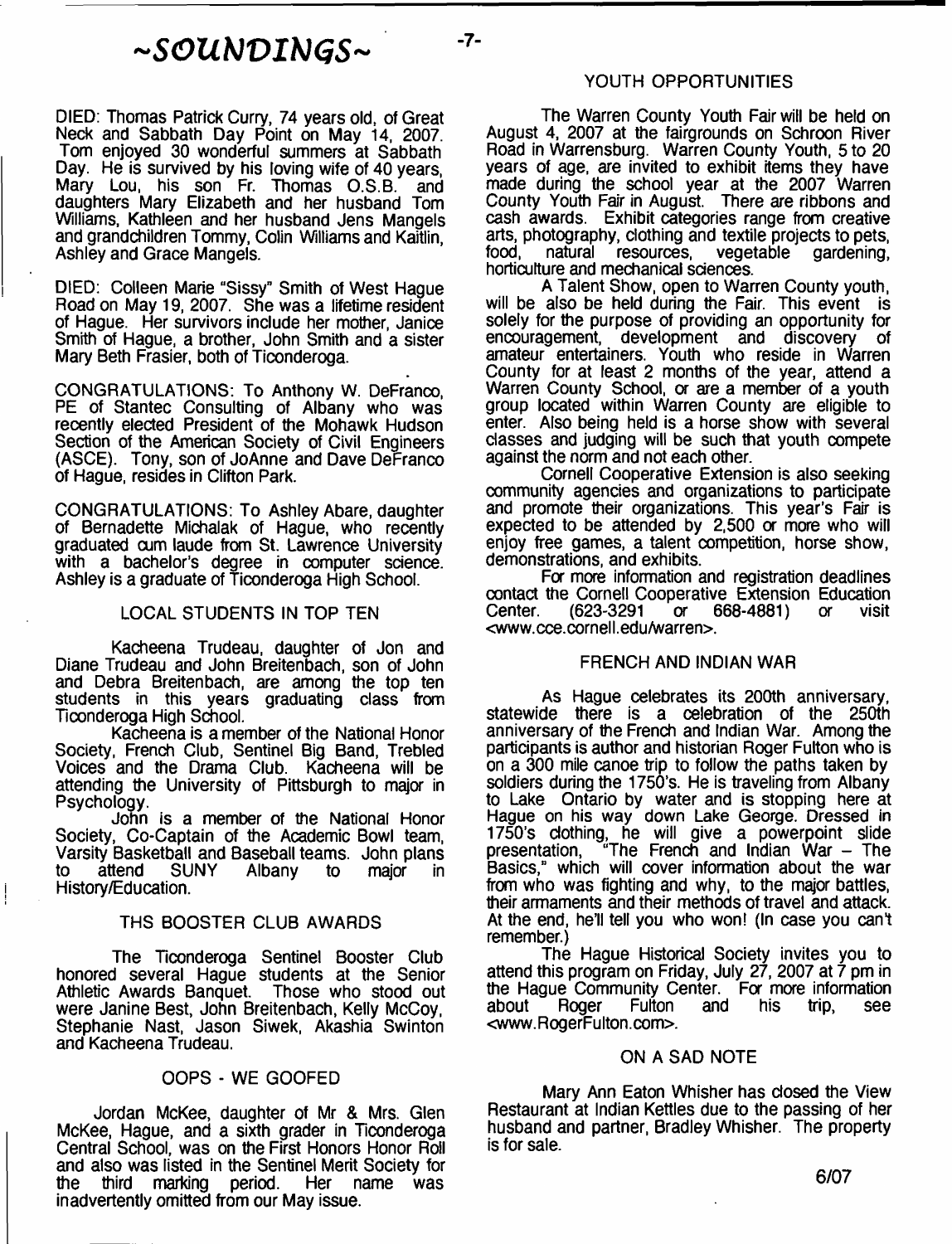# ~SOUNDINGS~

DIED: Thomas Patrick Curry, 74 years old, of Great Neck and Sabbath Day Point on May 14, 2007. Tom enjoyed 30 wonderful summers at Sabbath Day. He is survived by his loving wife of 40 years, Mary Lou, his son Fr. Thomas O.S.B. and daughters Mary Elizabeth and her husband Tom Williams, Kathleen and her husband Jens Mangels and grandchildren Tommy, Colin Williams and Kaitlin, Ashley and Grace Mangels.

DIED: Colleen Marie "Sissy" Smith of West Hague Road on May 19, 2007. She was a lifetime resident of Hague. Her survivors include her mother, Janice Smith of Hague, a brother, John Smith and a sister Mary Beth Frasier, both of Ticonderoga.

CONGRATULATIONS: To Anthony W. DeFranco, PE of Stantec Consulting of Albany who was recently elected President of the Mohawk Hudson Section of the American Society of Civil Engineers (ASCE). Tony, son of JoAnne and Dave DeFranco of Hague, resides in Clifton Park.

CONGRATULATIONS: To Ashley Abare, daughter of Bernadette Michalak of Hague, who recently graduated cum laude from St. Lawrence University with a bachelor's degree in computer science. Ashley is a graduate of Ticonderoga High School.

## LOCAL STUDENTS IN TOP TEN

Kacheena Trudeau, daughter of Jon and Diane Trudeau and John Breitenbach, son of John and Debra Breitenbach, are among the top ten students in this years graduating class from Ticonderoga High School.

Kacheena is a member of the National Honor Society, French Club, Sentinel Big Band, Trebled Voices and the Drama Club. Kacheena will be attending the University of Pittsburgh to major in Psychology.

John is a member of the National Honor Society, Co-Captain of the Academic Bowl team, Varsity Basketball and Baseball teams. John plans to attend SUNY Albany to major in History/Education.

## THS BOOSTER CLUB AWARDS

The Ticonderoga Sentinel Booster Club honored several Hague students at the Senior Athletic Awards Banquet. Those who stood out were Janine Best, John Breitenbach, Kelly McCoy, Stephanie Nast, Jason Siwek, Akashia Swinton and Kacheena Trudeau.

## OOPS - WE GOOFED

Jordan McKee, daughter of Mr & Mrs. Glen McKee, Hague, and a sixth grader in Ticonderoga Central School, was on the First Honors Honor Roll and also was listed in the Sentinel Merit Society for the third marking period. Her name was inadvertently omitted from our May issue.

## YOUTH OPPORTUNITIES

The Warren County Youth Fair will be held on August 4, 2007 at the fairgrounds on Schroon River Road in Warrensburg. Warren County Youth, 5 to 20 years of age, are invited to exhibit items they have made during the school year at the 2007 Warren County Youth Fair in August. There are ribbons and cash awards. Exhibit categories range from creative arts, photography, clothing and textile projects to pets, food, natural resources, vegetable gardening, horticulture and mechanical sciences.

A Talent Show, open to Warren County youth, will be also be held during the Fair. This event is solely for the purpose of providing an opportunity for encouragement, development and discovery of amateur entertainers. Youth who reside in Warren County for at least 2 months of the year, attend a Warren County School, or are a member of a youth group located within Warren County are eligible to enter. Also being held is a horse show with several classes and judging will be such that youth compete against the norm and not each other.

Cornell Cooperative Extension is also seeking community agencies and organizations to participate and promote their organizations. This year's Fair is expected to be attended by 2,500 or more who will enjoy free games, a talent competition, horse show, demonstrations, and exhibits.

For more information and registration deadlines contact the Cornell Cooperative Extension Education Center. (623-3291 or 668-4881) or visit <www.cce.cornell.edu/warren>.

## FRENCH AND INDIAN WAR

As Hague celebrates its 200th anniversary, statewide there is a celebration of the 250th anniversary of the French and Indian War. Among the participants is author and historian Roger Fulton who is on a 300 mile canoe trip to follow the paths taken by soldiers during the 1750's. He is traveling from Albany to Lake Ontario by water and is stopping here at Hague on his way down Lake George. Dressed in 1750's clothing, he will give a powerpoint slide presentation, "The French and Indian War – The Basics," which will cover information about the war from who was fighting and why, to the major battles, their armaments and their methods of travel and attack. At the end, he'll tell you who won! (In case you can't remember.)

The Hague Historical Society invites you to attend this program on Friday, July 27, 2007 at 7 pm in the Hague Community Center. For more information about Roger Fulton and his trip, see <www.RogerFulton.com>.

## ON A SAD NOTE

Mary Ann Eaton Whisher has closed the View Restaurant at Indian Kettles due to the passing of her husband and partner, Bradley Whisher. The property is for sale.

6/07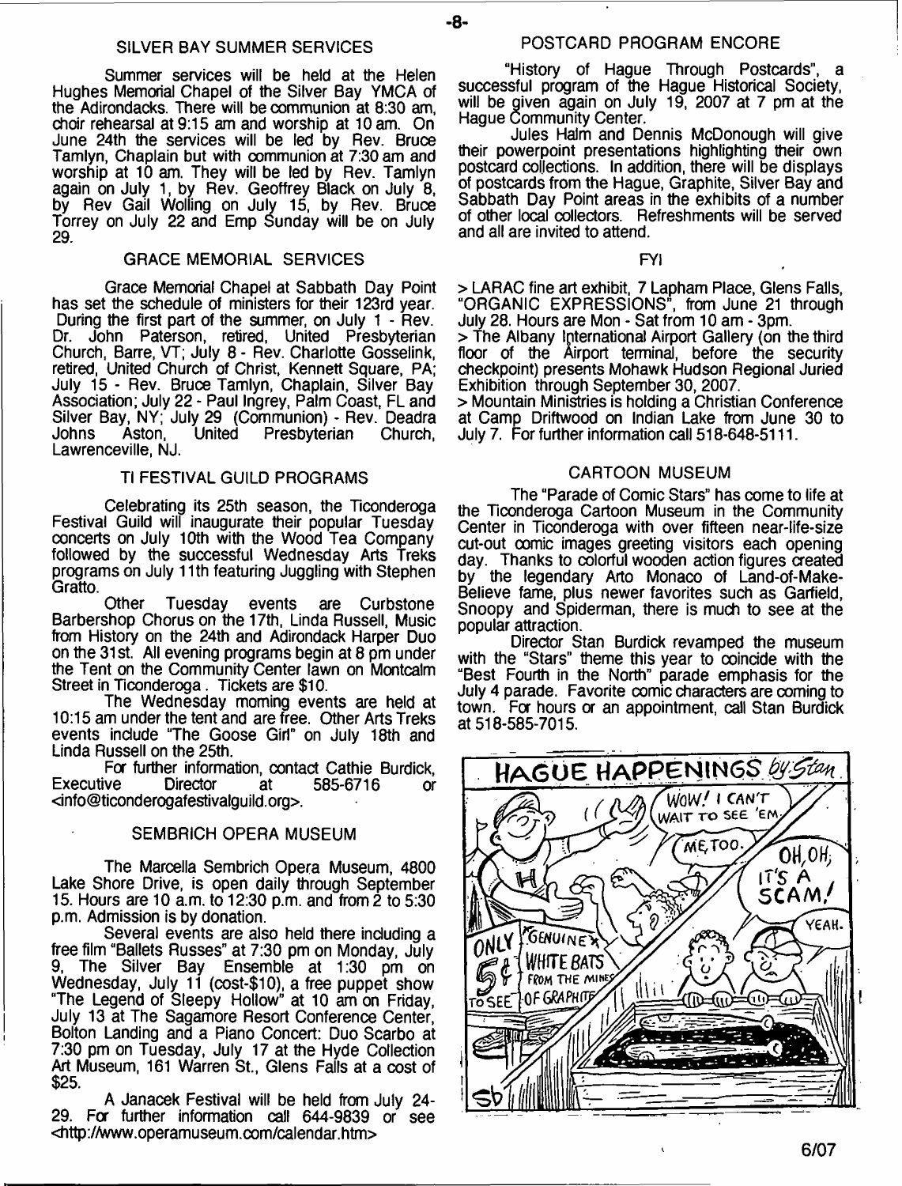## SILVER BAY SUMMER SERVICES

Summer services will be held at the Helen Hughes Memorial Chapel of the Silver Bay YMCA of the Adirondacks. There will be communion at 8:30 am, choir rehearsal at 9:15 am and worship at 10 am. On June 24th the services will be led by Rev. Bruce Tamlyn, Chaplain but with communion at 7:30 am and worship at 10 am. They will be led by Rev. Tamlyn again on July 1, by Rev. Geoffrey Black on July 8, by Rev Gail Wolling on July 15, by Rev. Bruce Torrey on July 22 and Emp Sunday will be on July 29.

## GRACE MEMORIAL SERVICES

Grace Memorial Chapel at Sabbath Day Point has set the schedule of ministers for their 123rd year. During the first part of the summer, on July 1 - Rev. Dr. John Paterson, retired, United Presbyterian Church, Barre, VT; July 8 - Rev. Charlotte Gosselink, retired, United Church of Christ, Kennett Square, PA; July 15 - Rev. Bruce Tamlyn, Chaplain, Silver Bay Association; July 22 - Paul Ingrey, Palm Coast, FL and Silver Bay, NY; July 29 (Communion) - Rev. Deadra Johns Aston, United Presbyterian Church, Lawrenceville, NJ.

## TI FESTIVAL GUILD PROGRAMS

Celebrating its 25th season, the Ticonderoga Festival Guild will inaugurate their popular Tuesday concerts on July 10th with the Wood Tea Company followed by the successful Wednesday Arts Treks programs on July 11th featuring Juggling with Stephen Gratto.

Other Tuesday events are Curbstone Barbershop Chorus on the 17th, Linda Russell, Music from History on the 24th and Adirondack Harper Duo on the 31st. All evening programs begin at 8 pm under the Tent on the Community Center lawn on Montcalm Street in Ticonderoga. Tickets are $10.

The Wednesday morning events are held at 10:15 am under the tent and are free. Other Arts Treks events include "The Goose Girl" on July 18th and Linda Russell on the 25th.

For further information, contact Cathie Burdick, Executive Director at 585-6716 or <info@ticonderogafestivalguild.org>.

## SEMBRICH OPERA MUSEUM

The Marcella Sembrich Opera Museum, 4800 Lake Shore Drive, is open daily through September 15. Hours are 10 a.m. to 12:30 p.m. and from 2 to 5:30 p.m. Admission is by donation.

Several events are also held there including a free film "Ballets Russes" at 7:30 pm on Monday, July 9, The Silver Bay Ensemble at 1:30 pm on Wednesday, July 11 (cost-$10), a free puppet show "The Legend of Sleepy Hollow" at 10 am on Friday, July 13 at The Sagamore Resort Conference Center, Bolton Landing and a Piano Concert: Duo Scarbo at 7:30 pm on Tuesday, July 17 at the Hyde Collection Art Museum, 161 Warren St., Glens Falls at a cost of $25.

A Janacek Festival will be held from July 24-29. For further information call 644-9839 or see <http://www.operamuseum.com/calendar.htm>

## POSTCARD PROGRAM ENCORE

"History of Hague Through Postcards", a successful program of the Hague Historical Society, will be given again on July 19, 2007 at 7 pm at the Hague Community Center.

Jules Halm and Dennis McDonough will give their powerpoint presentations highlighting their own postcard collections. In addition, there will be displays of postcards from the Hague, Graphite, Silver Bay and Sabbath Day Point areas in the exhibits of a number of other local collectors. Refreshments will be served and all are invited to attend.

## FYI

> LARAC fine art exhibit, 7 Lapham Place, Glens Falls, "ORGANIC EXPRESSIONS", from June 21 through July 28. Hours are Mon - Sat from 10 am - 3pm.

> The Albany International Airport Gallery (on the third floor of the Airport terminal, before the security checkpoint) presents Mohawk Hudson Regional Juried Exhibition through September 30, 2007.

> Mountain Ministries is holding a Christian Conference at Camp Driftwood on Indian Lake from June 30 to July 7. For further information call 518-648-5111.

## CARTOON MUSEUM

The "Parade of Comic Stars" has come to life at the Ticonderoga Cartoon Museum in the Community Center in Ticonderoga with over fifteen near-life-size cut-out comic images greeting visitors each opening day. Thanks to colorful wooden action figures created by the legendary Arto Monaco of Land-of-Make-Believe fame, plus newer favorites such as Garfield, Snoopy and Spiderman, there is much to see at the popular attraction.

Director Stan Burdick revamped the museum with the "Stars" theme this year to coincide with the "Best Fourth in the North" parade emphasis for the July 4 parade. Favorite comic characters are coming to town. For hours or an appointment, call Stan Burdick at 518-585-7015.

HAGUE HAPPENINGS by Stan

6/07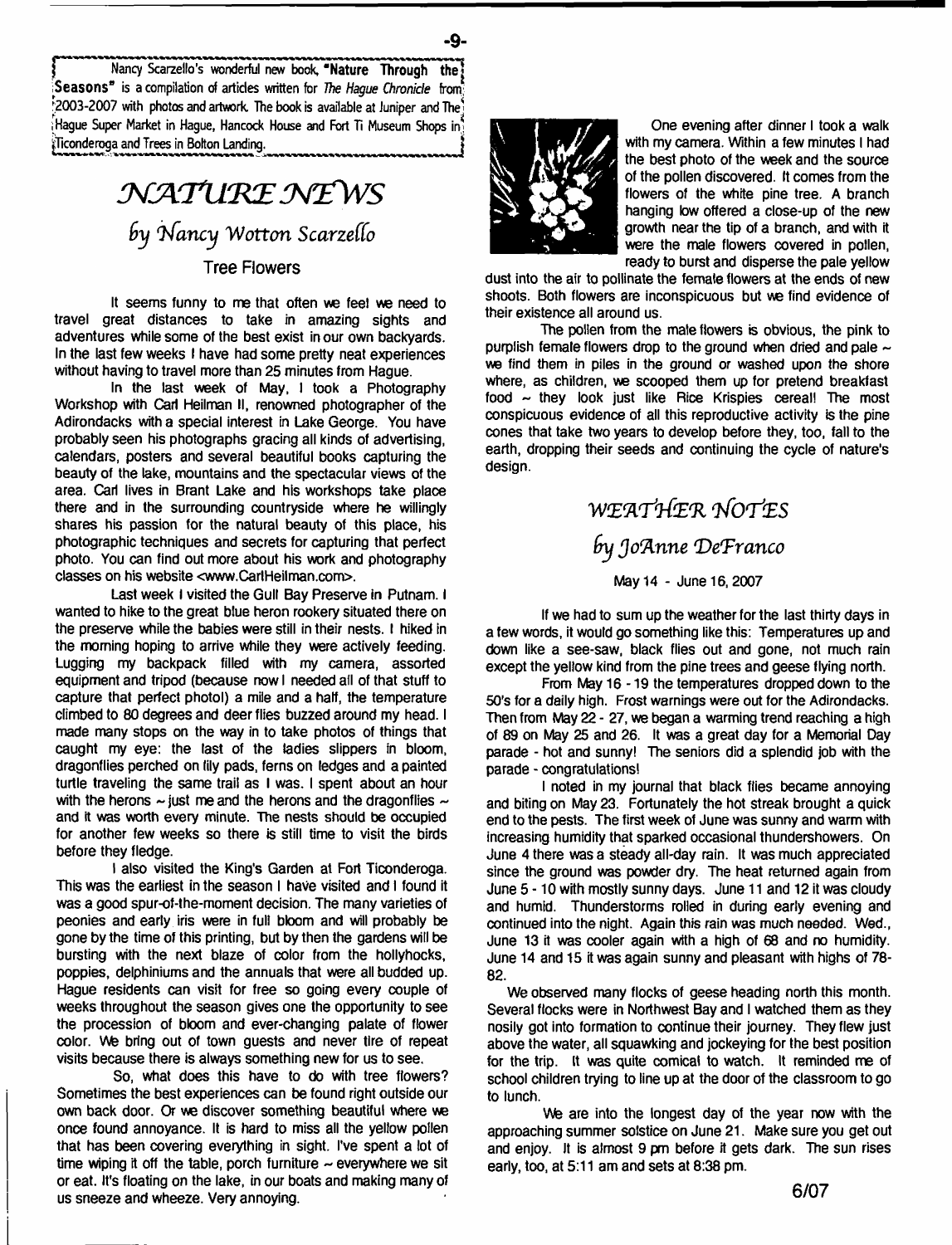Nancy Scarzello's wonderful new book, **"Nature Through the Seasons"** is a compilation of articles written for *The Hague Chronicle* from 2003-2007 with photos and artwork. The book is available at Juniper and The Hague Super Market in Hague, Hancock House and Fort Ti Museum Shops in Ticonderoga and Trees in Bolton Landing.

# NATURE NEWS

## by Nancy Wotton Scarzello

### Tree Flowers

It seems funny to me that often we feel we need to travel great distances to take in amazing sights and adventures while some of the best exist in our own backyards. In the last few weeks I have had some pretty neat experiences without having to travel more than 25 minutes from Hague.

In the last week of May, I took a Photography Workshop with Carl Heilman II, renowned photographer of the Adirondacks with a special interest in Lake George. You have probably seen his photographs gracing all kinds of advertising, calendars, posters and several beautiful books capturing the beauty of the lake, mountains and the spectacular views of the area. Carl lives in Brant Lake and his workshops take place there and in the surrounding countryside where he willingly shares his passion for the natural beauty of this place, his photographic techniques and secrets for capturing that perfect photo. You can find out more about his work and photography classes on his website <www.CarlHeilman.com>.

Last week I visited the Gull Bay Preserve in Putnam. I wanted to hike to the great blue heron rookery situated there on the preserve while the babies were still in their nests. I hiked in the morning hoping to arrive while they were actively feeding. Lugging my backpack filled with my camera, assorted equipment and tripod (because now I needed all of that stuff to capture that perfect photo!) a mile and a half, the temperature climbed to 80 degrees and deer flies buzzed around my head. I made many stops on the way in to take photos of things that caught my eye: the last of the ladies slippers in bloom, dragonflies perched on lily pads, ferns on ledges and a painted turtle traveling the same trail as I was. I spent about an hour with the herons ~ just me and the herons and the dragonflies ~ and it was worth every minute. The nests should be occupied for another few weeks so there is still time to visit the birds before they fledge.

I also visited the King's Garden at Fort Ticonderoga. This was the earliest in the season I have visited and I found it was a good spur-of-the-moment decision. The many varieties of peonies and early iris were in full bloom and will probably be gone by the time of this printing, but by then the gardens will be bursting with the next blaze of color from the hollyhocks, poppies, delphiniums and the annuals that were all budded up. Hague residents can visit for free so going every couple of weeks throughout the season gives one the opportunity to see the procession of bloom and ever-changing palate of flower color. We bring out of town guests and never tire of repeat visits because there is always something new for us to see.

So, what does this have to do with tree flowers? Sometimes the best experiences can be found right outside our own back door. Or we discover something beautiful where we once found annoyance. It is hard to miss all the yellow pollen that has been covering everything in sight. I've spent a lot of time wiping it off the table, porch furniture ~ everywhere we sit or eat. It's floating on the lake, in our boats and making many of us sneeze and wheeze. Very annoying.

One evening after dinner I took a walk with my camera. Within a few minutes I had the best photo of the week and the source of the pollen discovered. It comes from the flowers of the white pine tree. A branch hanging low offered a close-up of the new growth near the tip of a branch, and with it were the male flowers covered in pollen, ready to burst and disperse the pale yellow dust into the air to pollinate the female flowers at the ends of new shoots. Both flowers are inconspicuous but we find evidence of their existence all around us.

The pollen from the male flowers is obvious, the pink to purplish female flowers drop to the ground when dried and pale ~ we find them in piles in the ground or washed upon the shore where, as children, we scooped them up for pretend breakfast food ~ they look just like Rice Krispies cereal! The most conspicuous evidence of all this reproductive activity is the pine cones that take two years to develop before they, too, fall to the earth, dropping their seeds and continuing the cycle of nature's design.

# WEATHER NOTES

## by JoAnne DeFranco

May 14 - June 16, 2007

If we had to sum up the weather for the last thirty days in a few words, it would go something like this: Temperatures up and down like a see-saw, black flies out and gone, not much rain except the yellow kind from the pine trees and geese flying north.

From May 16 - 19 the temperatures dropped down to the 50's for a daily high. Frost warnings were out for the Adirondacks. Then from May 22 - 27, we began a warming trend reaching a high of 89 on May 25 and 26. It was a great day for a Memorial Day parade - hot and sunny! The seniors did a splendid job with the parade - congratulations!

I noted in my journal that black flies became annoying and biting on May 23. Fortunately the hot streak brought a quick end to the pests. The first week of June was sunny and warm with increasing humidity that sparked occasional thundershowers. On June 4 there was a steady all-day rain. It was much appreciated since the ground was powder dry. The heat returned again from June 5 - 10 with mostly sunny days. June 11 and 12 it was cloudy and humid. Thunderstorms rolled in during early evening and continued into the night. Again this rain was much needed. Wed., June 13 it was cooler again with a high of 68 and no humidity. June 14 and 15 it was again sunny and pleasant with highs of 78-82.

We observed many flocks of geese heading north this month. Several flocks were in Northwest Bay and I watched them as they nosily got into formation to continue their journey. They flew just above the water, all squawking and jockeying for the best position for the trip. It was quite comical to watch. It reminded me of school children trying to line up at the door of the classroom to go to lunch.

We are into the longest day of the year now with the approaching summer solstice on June 21. Make sure you get out and enjoy. It is almost 9 pm before it gets dark. The sun rises early, too, at 5:11 am and sets at 8:38 pm.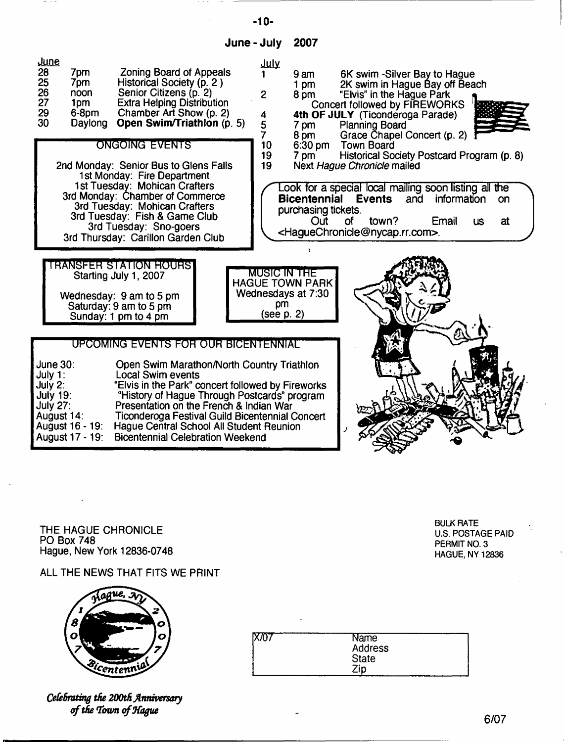# June - July 2007

## June

| | | |
|---|---|---|
| 28 | 7pm | Zoning Board of Appeals |
| 25 | 7pm | Historical Society (p. 2) |
| 26 | noon | Senior Citizens (p. 2) |
| 27 | 1pm | Extra Helping Distribution |
| 29 | 6-8pm | Chamber Art Show (p. 2) |
| 30 | Daylong | **Open Swim/Triathlon** (p. 5) |

## July

| | | |
|---|---|---|
| 1 | 9 am | 6K swim -Silver Bay to Hague |
| | 1 pm | 2K swim in Hague Bay off Beach |
| 2 | 8 pm | "Elvis" in the Hague Park Concert followed by FIREWORKS |
| 4 | | **4th OF JULY** (Ticonderoga Parade) |
| 5 | 7 pm | Planning Board |
| 7 | 8 pm | Grace Chapel Concert (p. 2) |
| 10 | 6:30 pm | Town Board |
| 19 | 7 pm | Historical Society Postcard Program (p. 8) |
| 19 | | Next *Hague Chronicle* mailed |

### ONGOING EVENTS

2nd Monday: Senior Bus to Glens Falls
1st Monday: Fire Department
1st Tuesday: Mohican Crafters
3rd Monday: Chamber of Commerce
3rd Tuesday: Mohican Crafters
3rd Tuesday: Fish & Game Club
3rd Tuesday: Sno-goers
3rd Thursday: Carillon Garden Club

Look for a special local mailing soon listing all the **Bicentennial Events** and information on purchasing tickets.
Out of town? Email us at <HagueChronicle@nycap.rr.com>.

### TRANSFER STATION HOURS

Starting July 1, 2007

Wednesday: 9 am to 5 pm
Saturday: 9 am to 5 pm
Sunday: 1 pm to 4 pm

### MUSIC IN THE HAGUE TOWN PARK

Wednesdays at 7:30 pm
(see p. 2)

### UPCOMING EVENTS FOR OUR BICENTENNIAL

| | |
|---|---|
| June 30: | Open Swim Marathon/North Country Triathlon |
| July 1: | Local Swim events |
| July 2: | "Elvis in the Park" concert followed by Fireworks |
| July 19: | "History of Hague Through Postcards" program |
| July 27: | Presentation on the French & Indian War |
| August 14: | Ticonderoga Festival Guild Bicentennial Concert |
| August 16 - 19: | Hague Central School All Student Reunion |
| August 17 - 19: | Bicentennial Celebration Weekend |

THE HAGUE CHRONICLE
PO Box 748
Hague, New York 12836-0748

ALL THE NEWS THAT FITS WE PRINT

BULK RATE
U.S. POSTAGE PAID
PERMIT NO. 3
HAGUE, NY 12836

Hague, NY 1807 2007 Bicentennial

*Celebrating the 200th Anniversary of the Town of Hague*

X/07

Name
Address
State
Zip

6/07